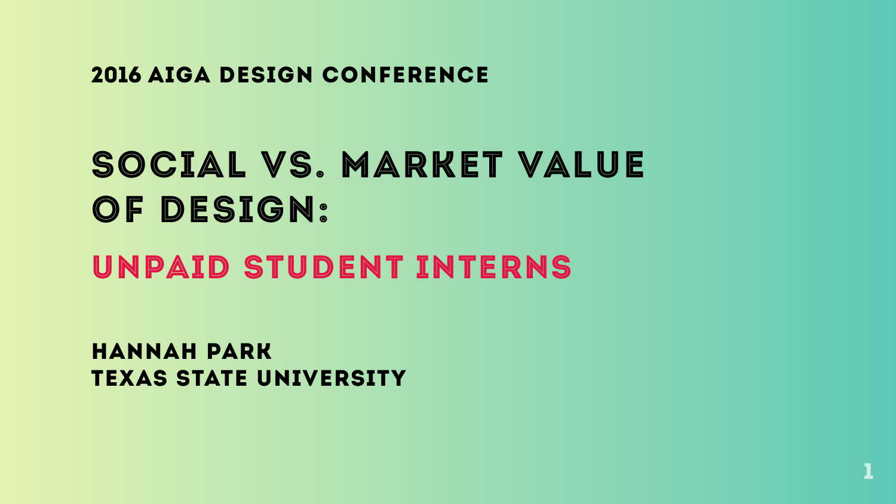2016 AIGA DESIGN CONFERENCE

# SOCIAL VS. MARKET VALUE OF DESIGN:

## UNPAID STUDENT INTERNS

HANNAH PARK
TEXAS STATE UNIVERSITY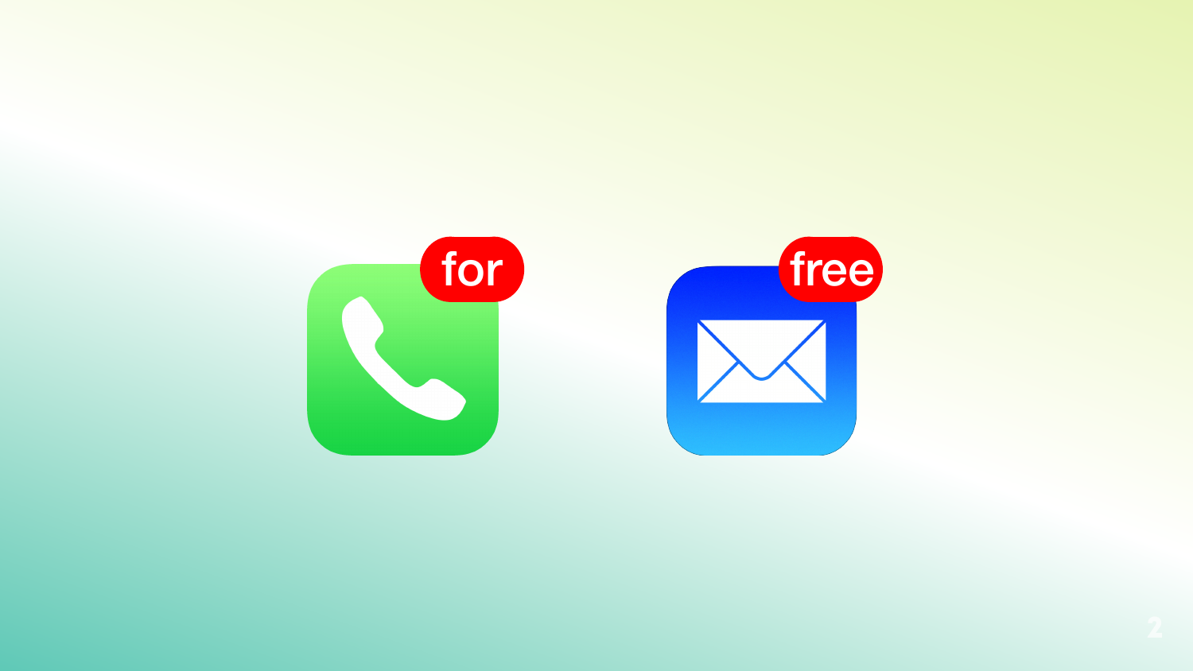for

free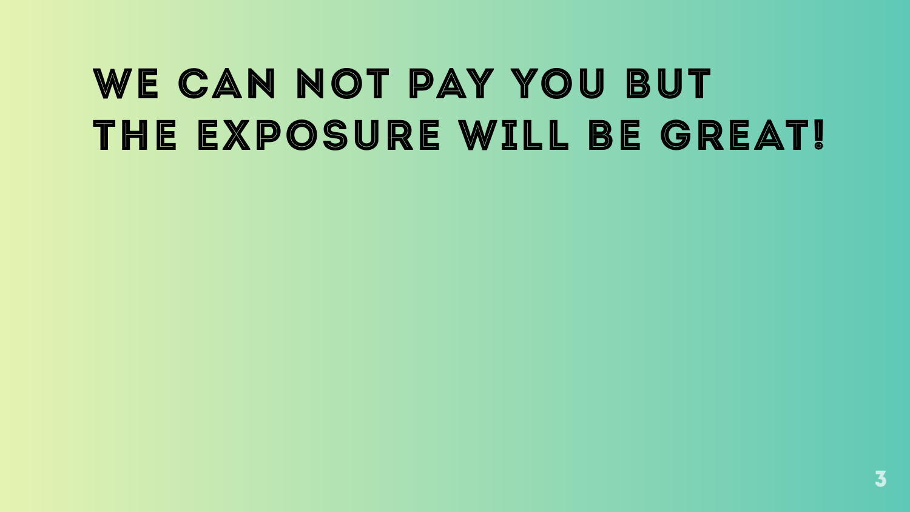# We can not pay you but the exposure will be great!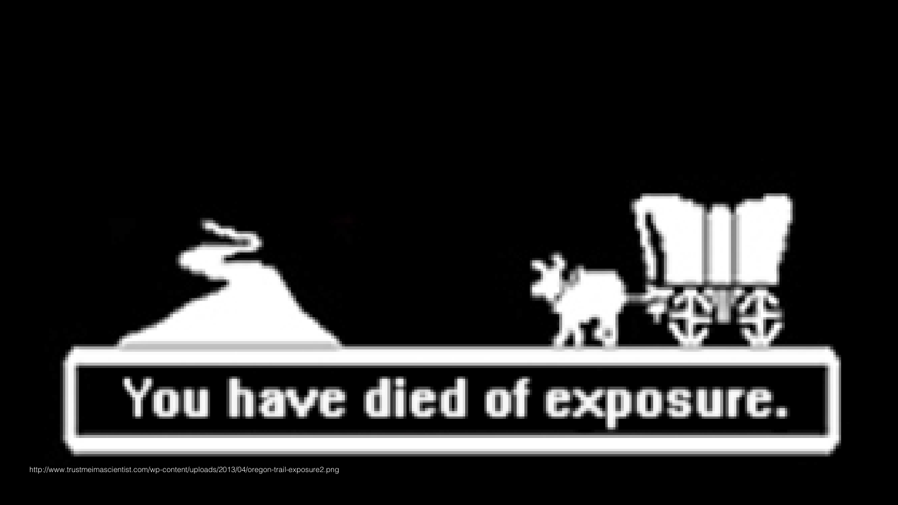You have died of exposure.

http://www.trustmeimascientist.com/wp-content/uploads/2013/04/oregon-trail-exposure2.png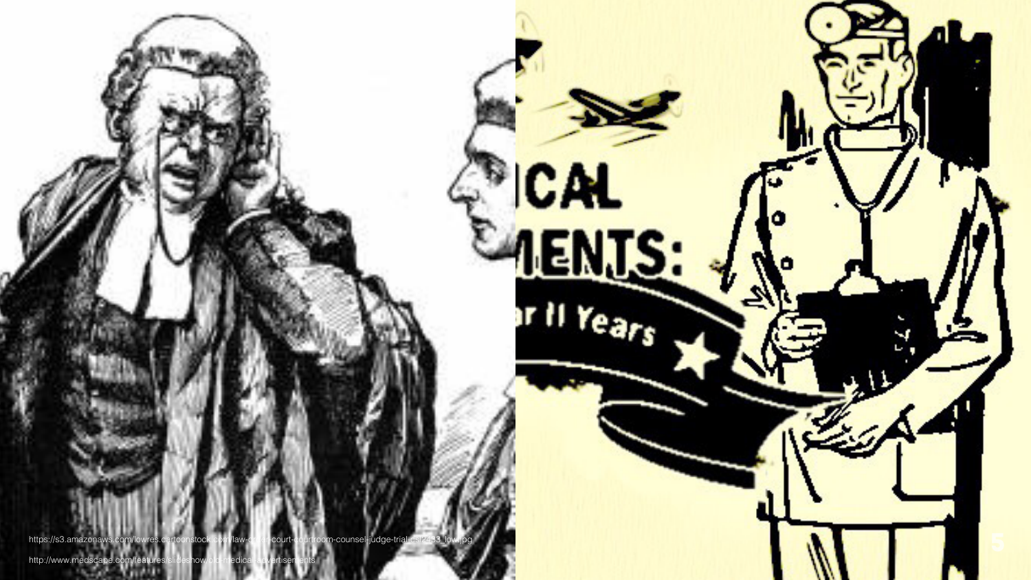https://s3.amazonaws.com/lowres.cartoonstock.com/law-order-court-courtroom-counsel-judge-trial-csl2433_low.jpg

http://www.medscape.com/features/slideshow/old-medical-advertisements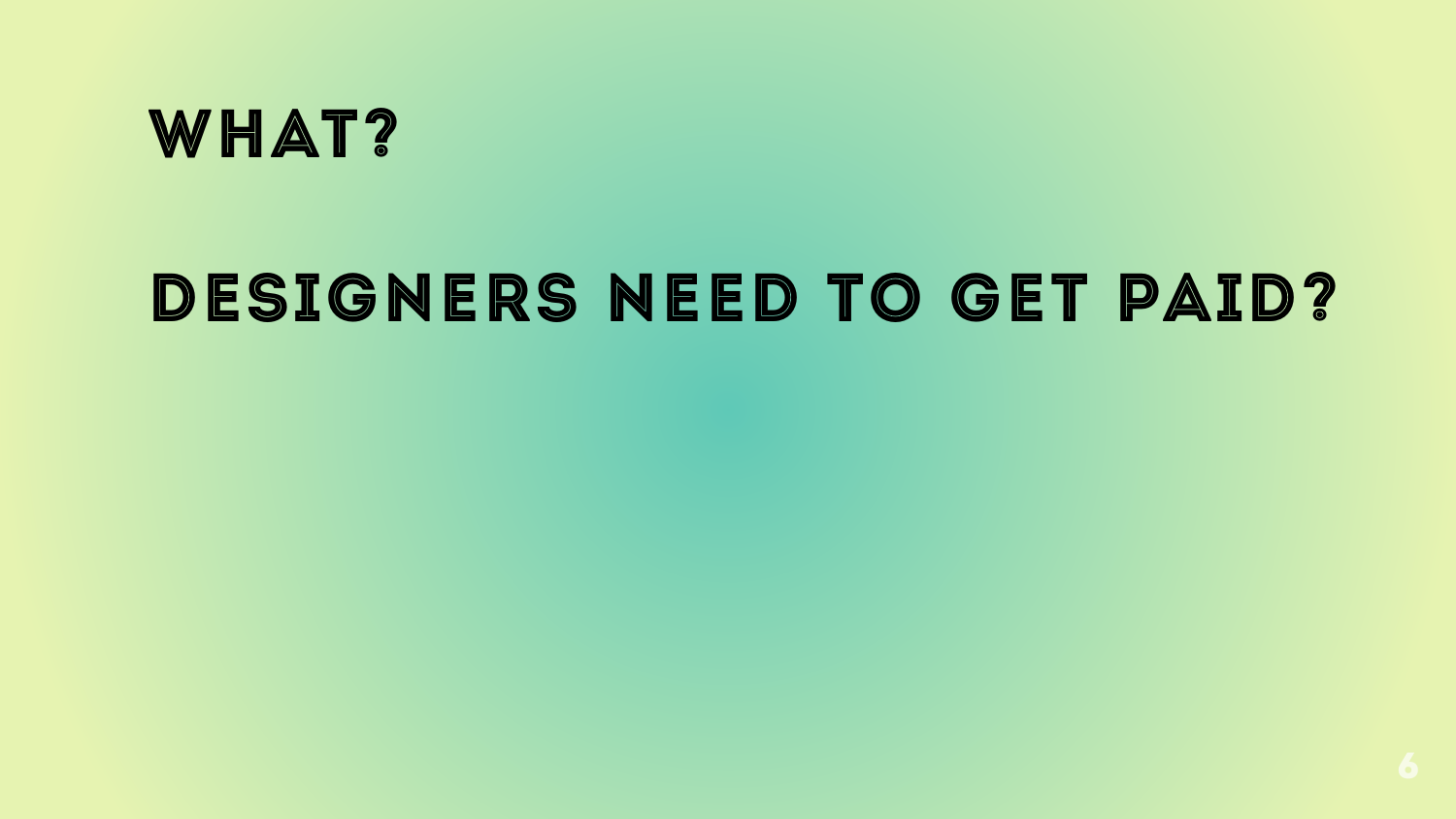# WHAT?

# DESIGNERS NEED TO GET PAID?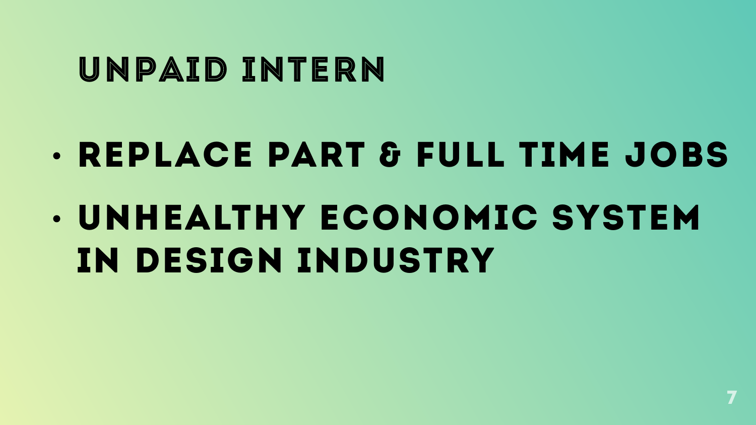# UNPAID INTERN

- REPLACE PART & FULL TIME JOBS
- UNHEALTHY ECONOMIC SYSTEM IN DESIGN INDUSTRY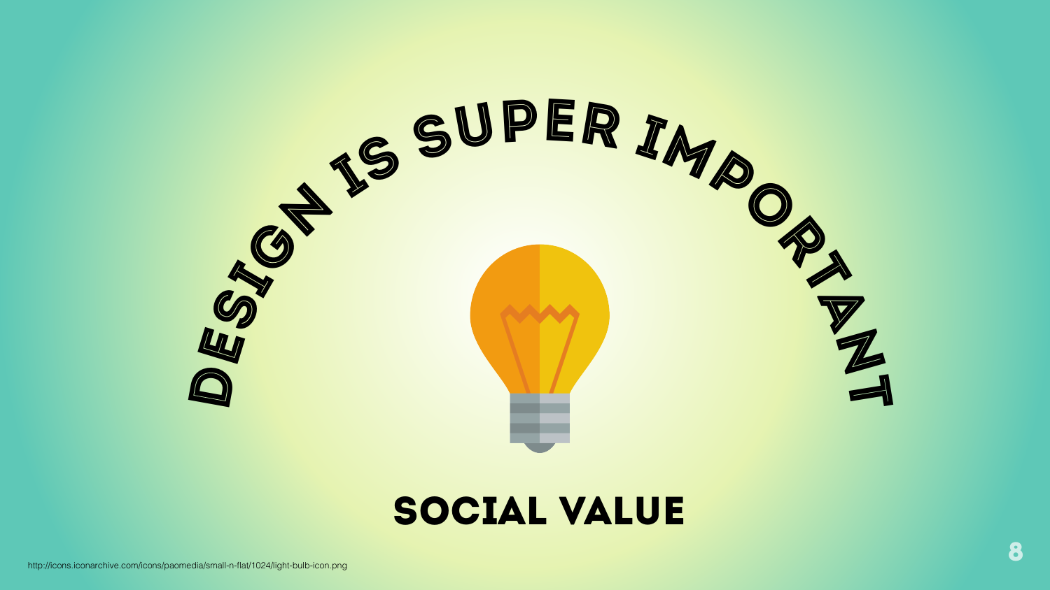# DESIGN IS SUPER IMPORTANT

## SOCIAL VALUE

http://icons.iconarchive.com/icons/paomedia/small-n-flat/1024/light-bulb-icon.png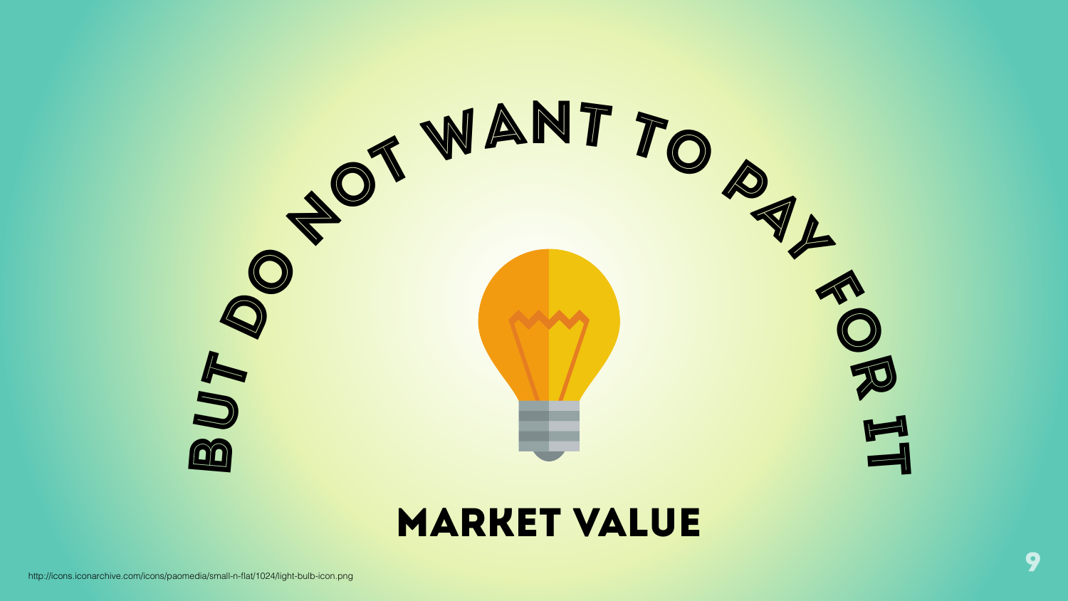BUT DO NOT WANT TO PAY FOR IT

# MARKET VALUE

http://icons.iconarchive.com/icons/paomedia/small-n-flat/1024/light-bulb-icon.png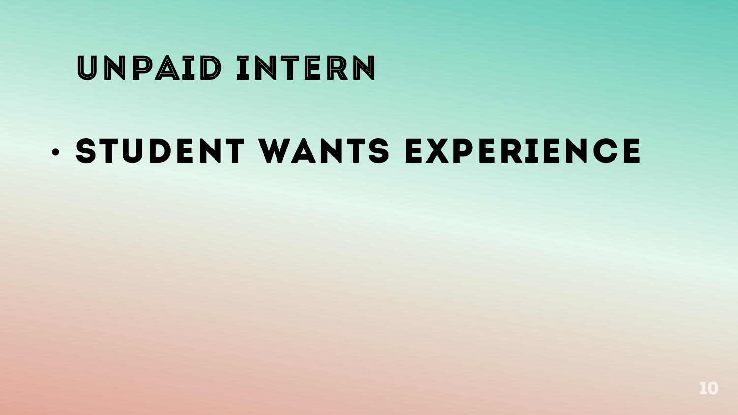# UNPAID INTERN

- STUDENT WANTS EXPERIENCE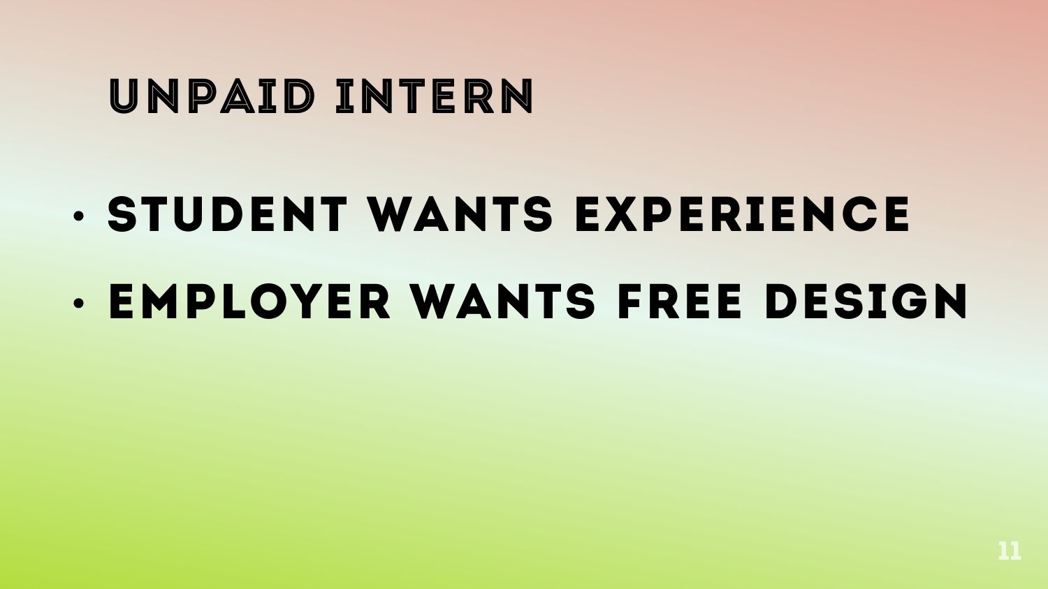# UNPAID INTERN

- STUDENT WANTS EXPERIENCE
- EMPLOYER WANTS FREE DESIGN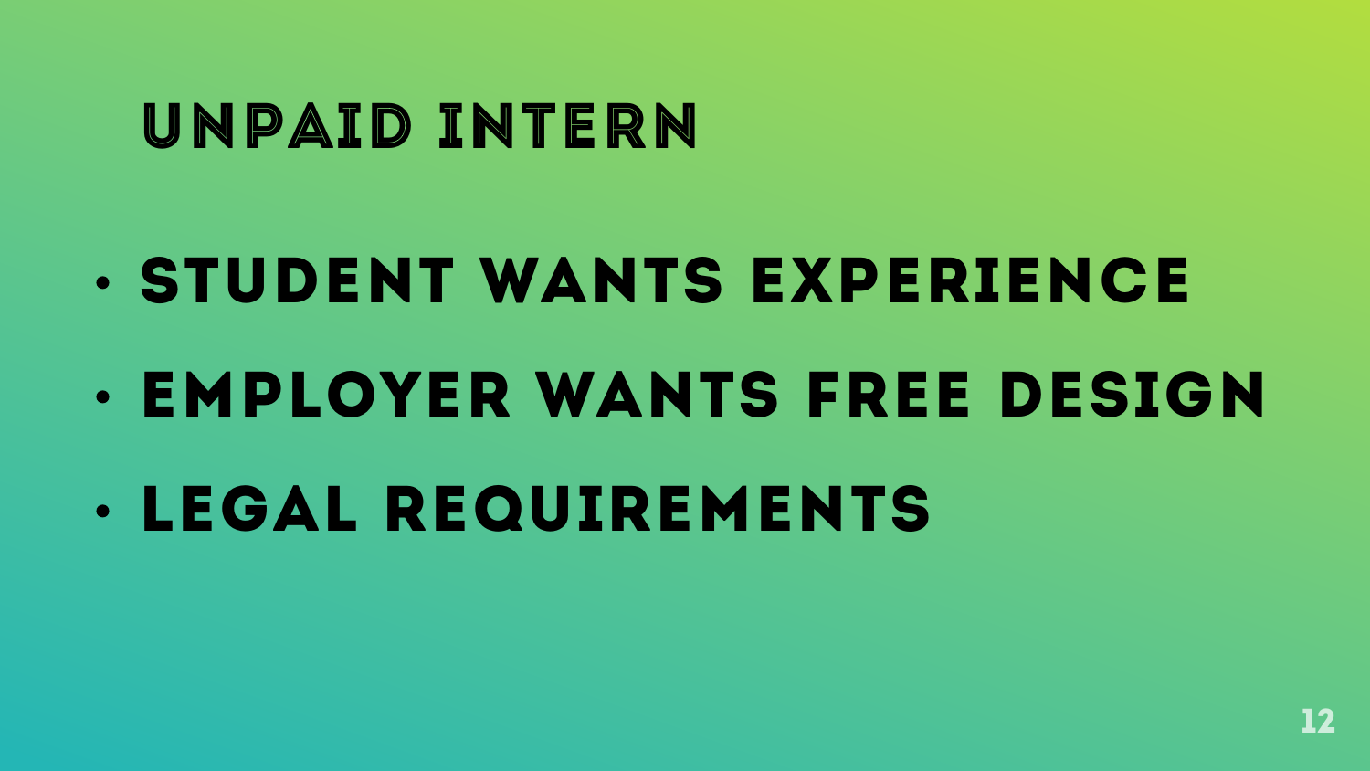# UNPAID INTERN

- STUDENT WANTS EXPERIENCE
- EMPLOYER WANTS FREE DESIGN
- LEGAL REQUIREMENTS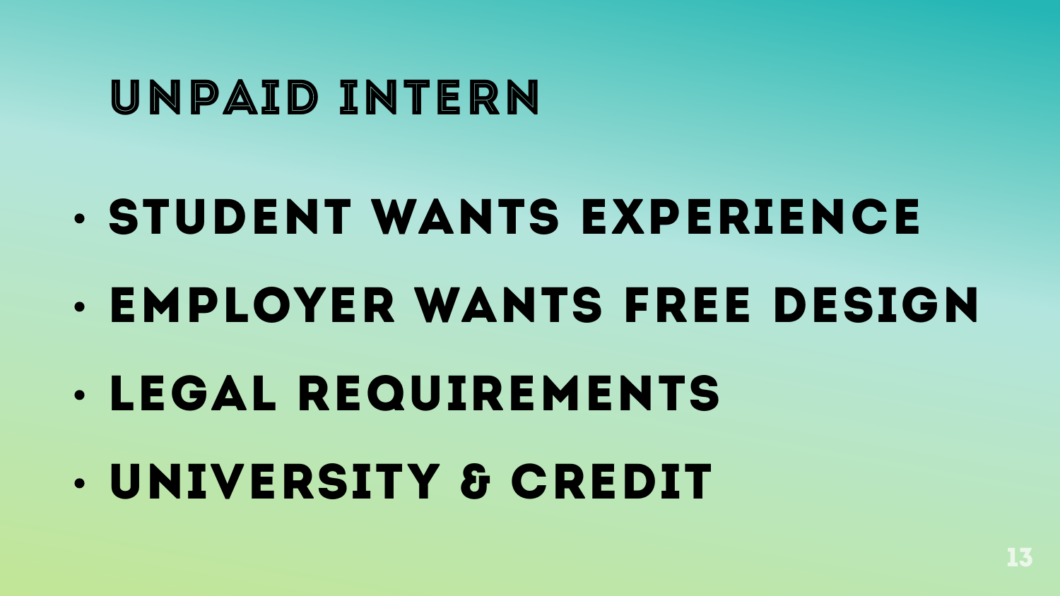# Unpaid Intern

- Student wants experience
- Employer wants free design
- Legal requirements
- University & credit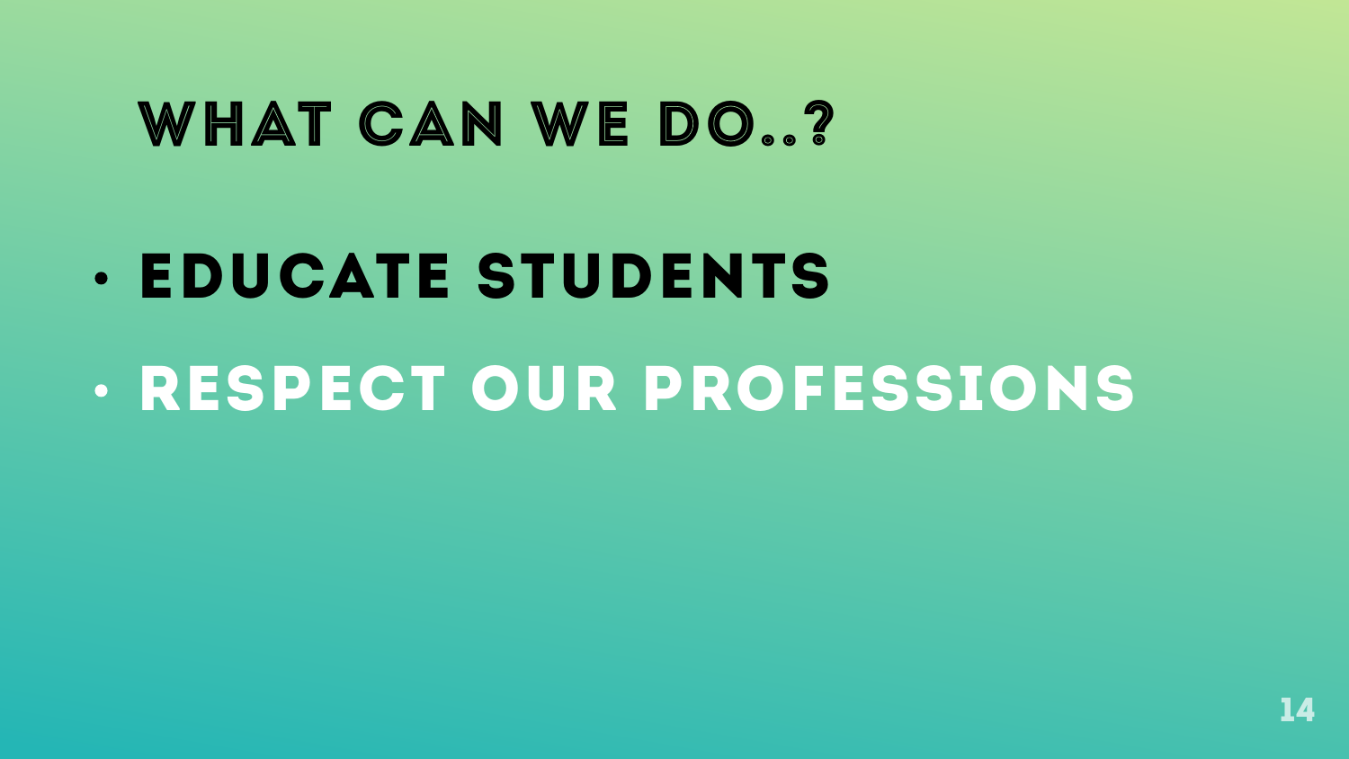# WHAT CAN WE DO..?

- **EDUCATE STUDENTS**
- **RESPECT OUR PROFESSIONS**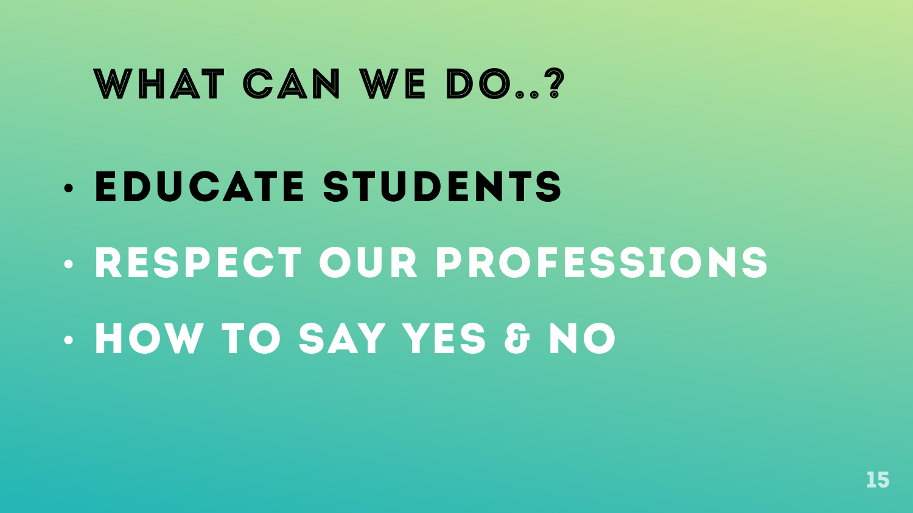# WHAT CAN WE DO..?

- **EDUCATE STUDENTS**
- RESPECT OUR PROFESSIONS
- HOW TO SAY YES & NO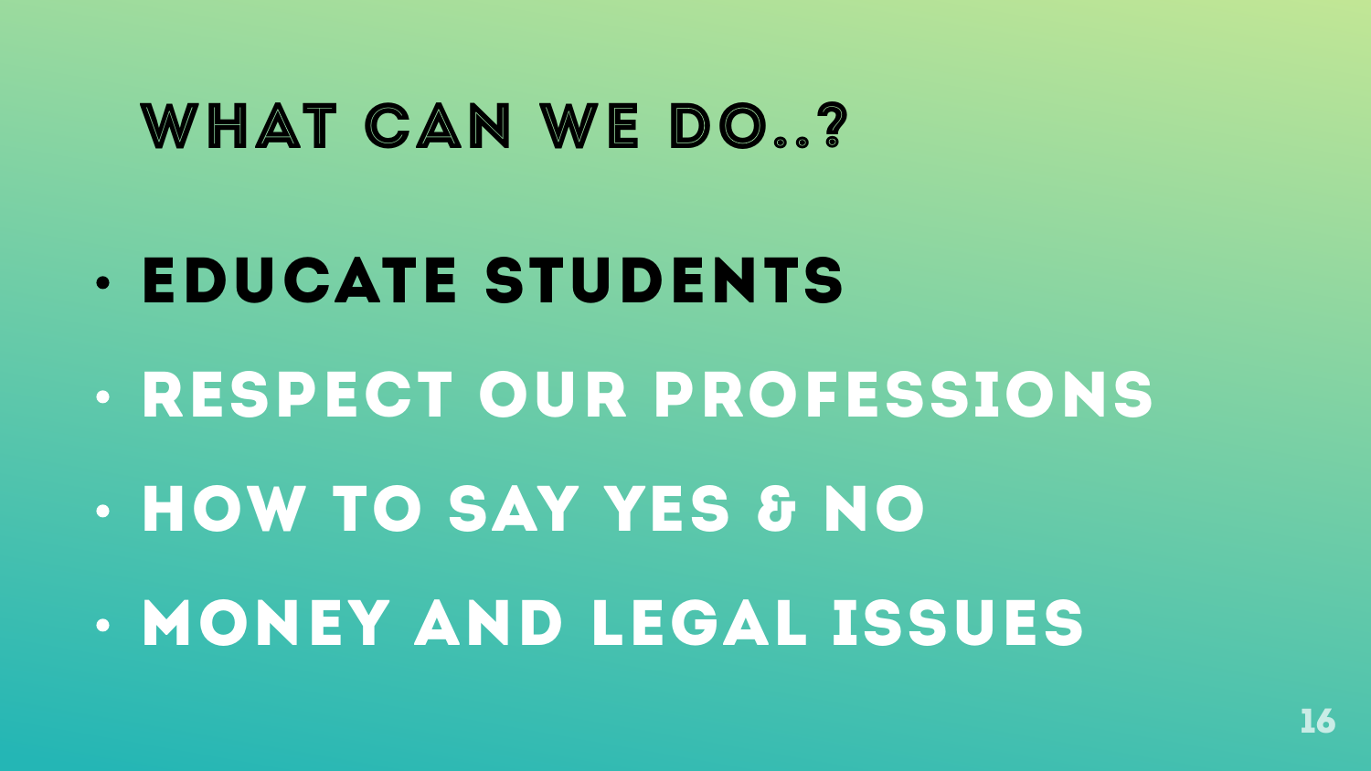# What can we do..?

- **Educate students**
- Respect our professions
- How to say yes & no
- Money and legal issues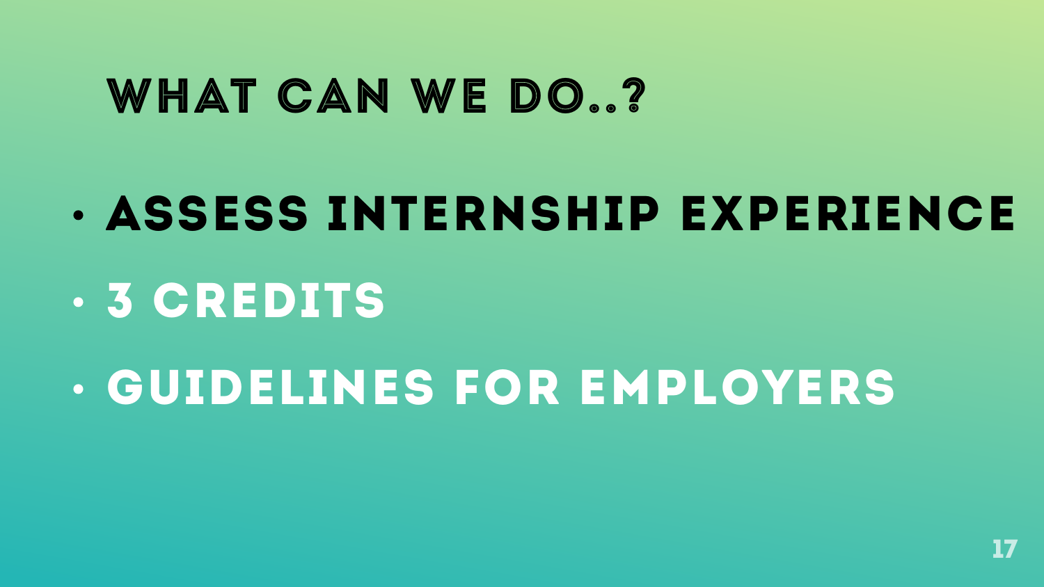# WHAT CAN WE DO..?

- **ASSESS INTERNSHIP EXPERIENCE**
- **3 CREDITS**
- **GUIDELINES FOR EMPLOYERS**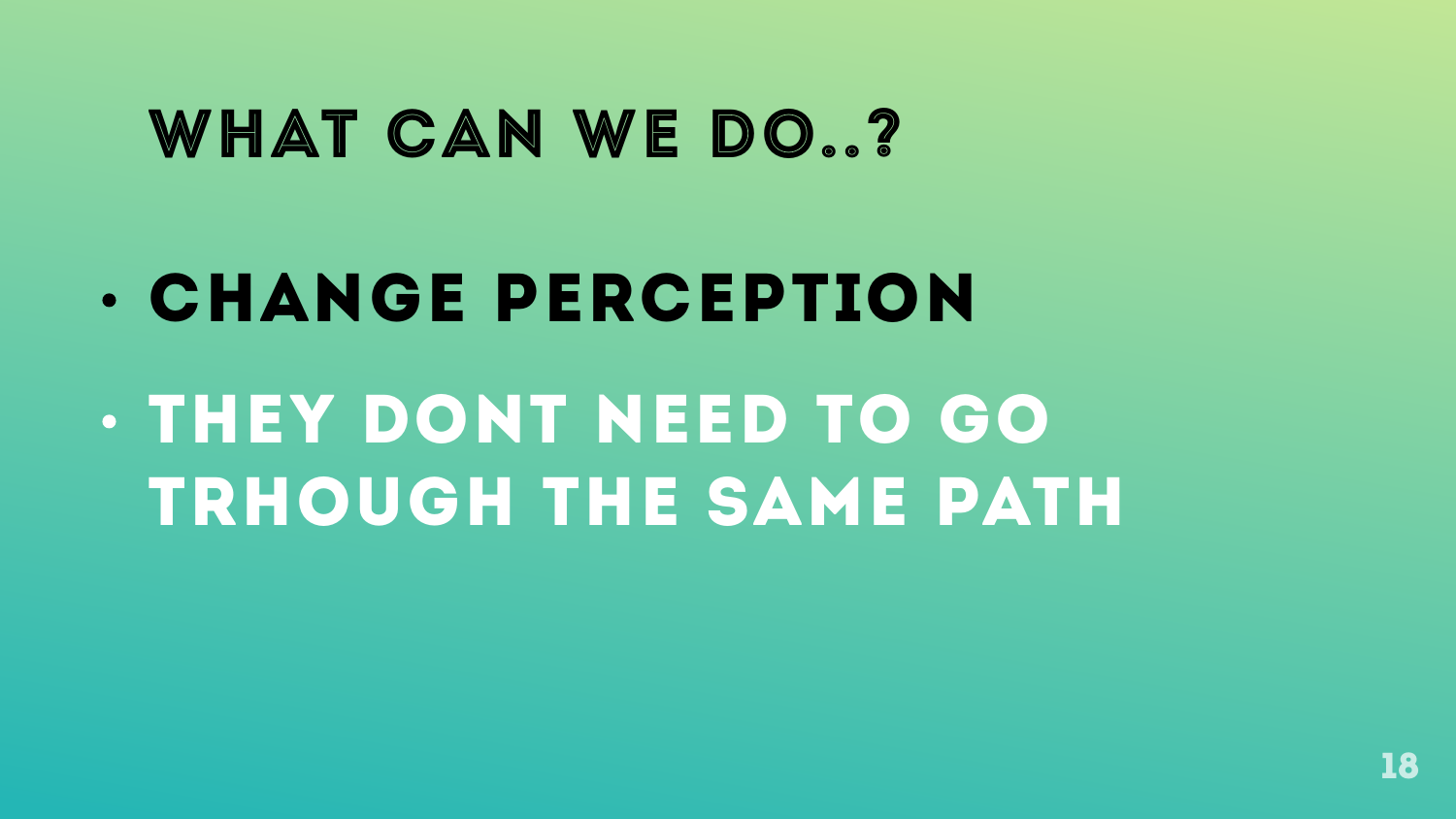# WHAT CAN WE DO..?

- CHANGE PERCEPTION
- THEY DONT NEED TO GO TRHOUGH THE SAME PATH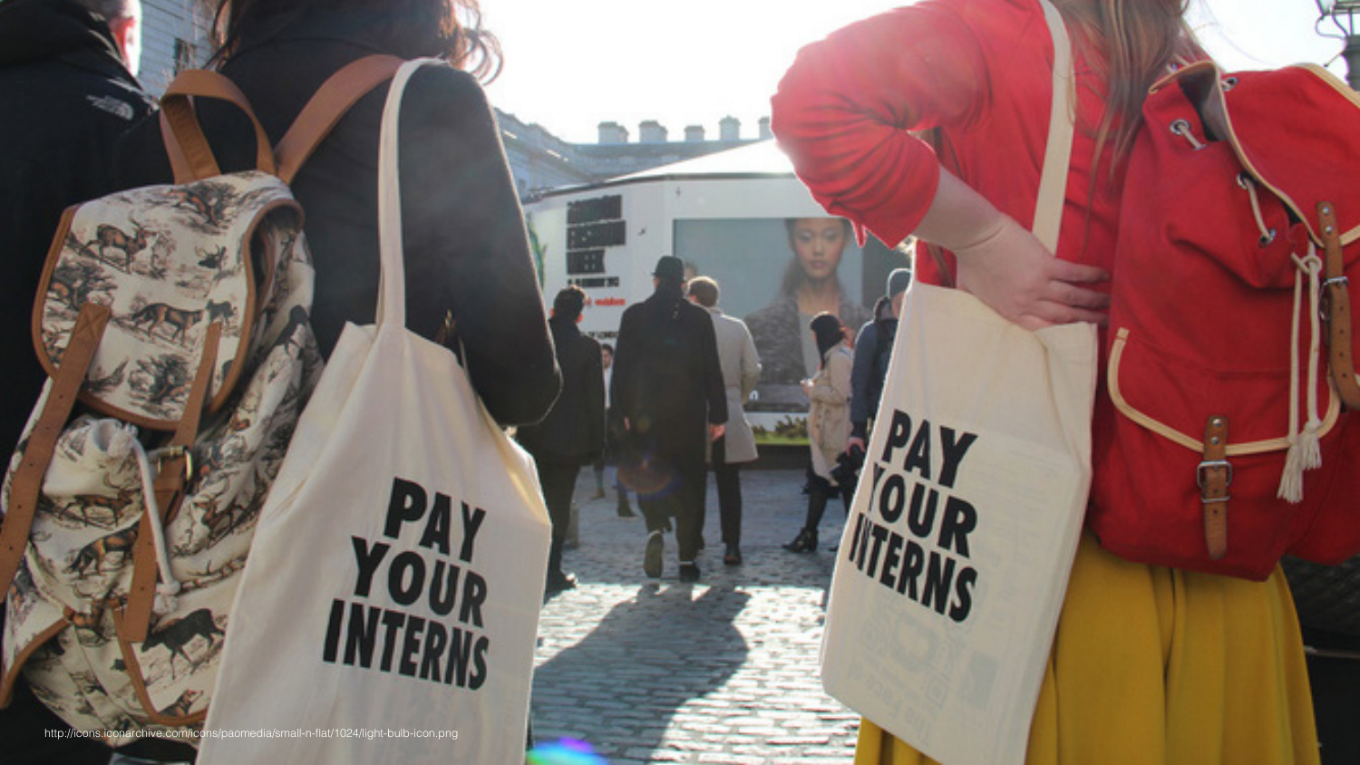http://icons.iconarchive.com/icons/paomedia/small-n-flat/1024/light-bulb-icon.png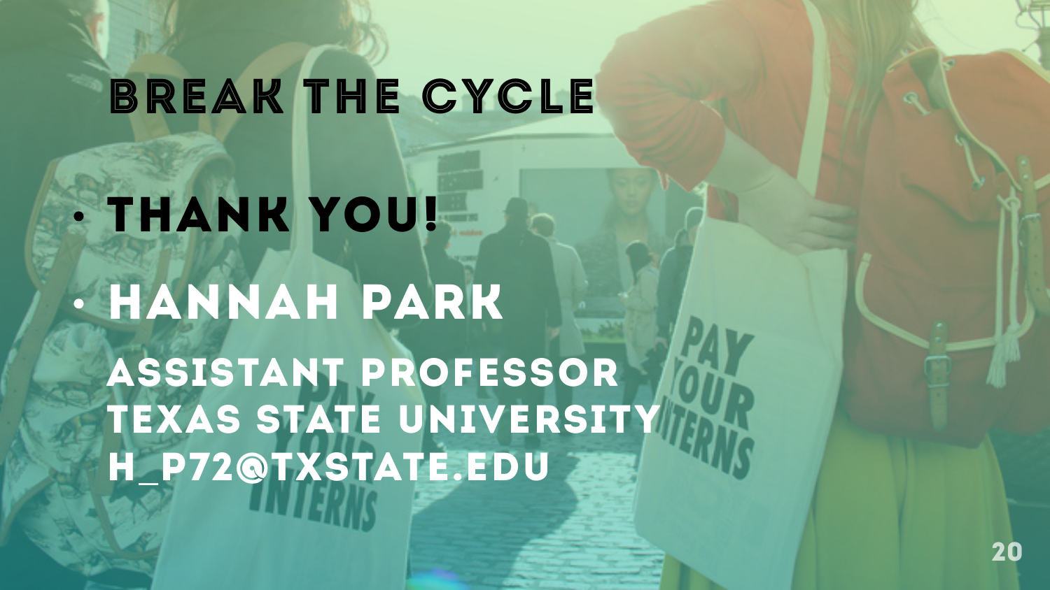# BREAK THE CYCLE

- THANK YOU!
- HANNAH PARK

ASSISTANT PROFESSOR
TEXAS STATE UNIVERSITY
H_P72@TXSTATE.EDU